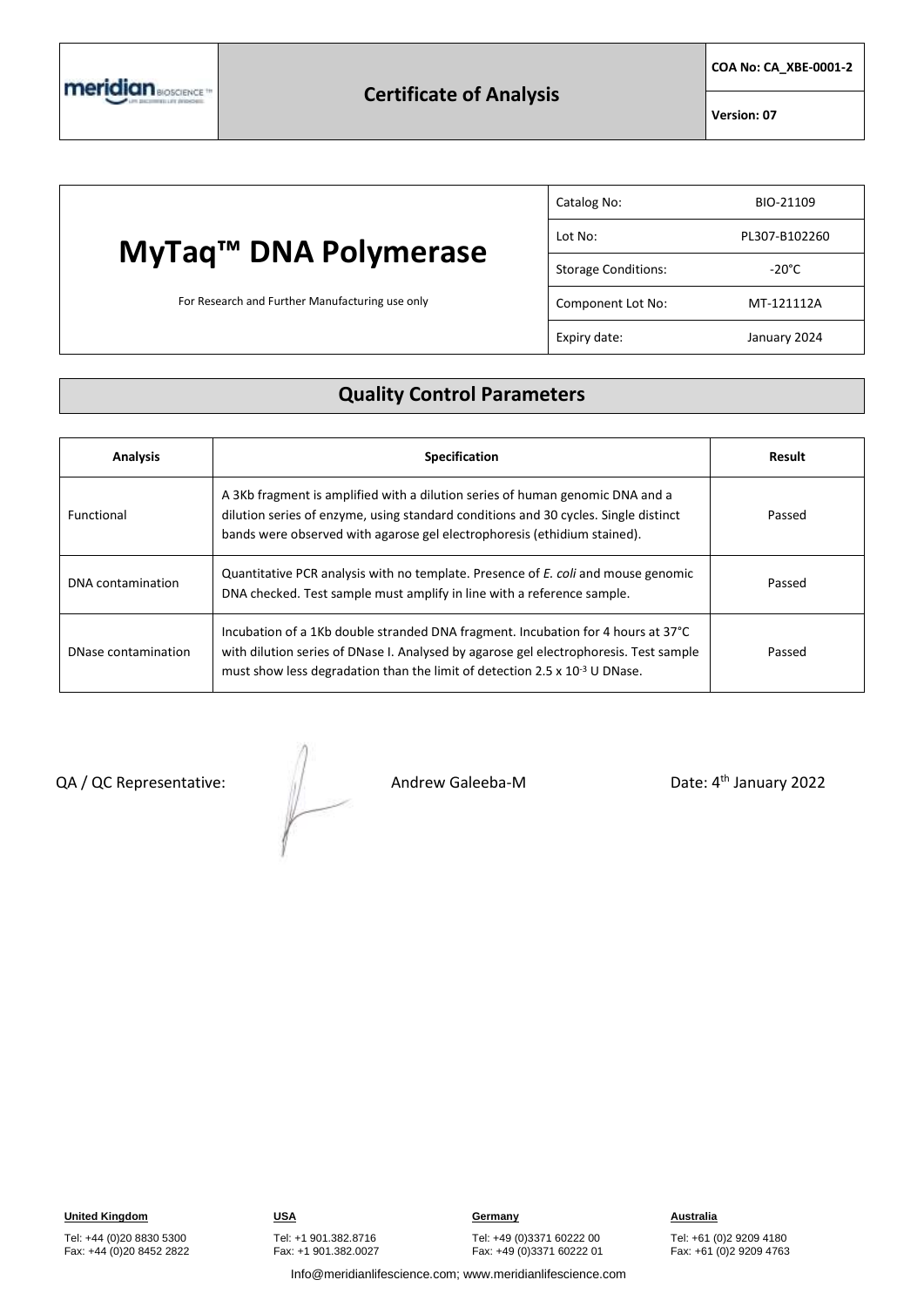meridian BIOSCIENCE

## Certificate of Analysis

**COA No: CA_XBE-0001-2**

**Version: 07**

# MyTaq™ DNA Polymerase

For Research and Further Manufacturing use only

| | |
|---|---|
| Catalog No: | BIO-21109 |
| Lot No: | PL307-B102260 |
| Storage Conditions: | -20°C |
| Component Lot No: | MT-121112A |
| Expiry date: | January 2024 |

## Quality Control Parameters

| Analysis | Specification | Result |
|---|---|---|
| Functional | A 3Kb fragment is amplified with a dilution series of human genomic DNA and a dilution series of enzyme, using standard conditions and 30 cycles. Single distinct bands were observed with agarose gel electrophoresis (ethidium stained). | Passed |
| DNA contamination | Quantitative PCR analysis with no template. Presence of *E. coli* and mouse genomic DNA checked. Test sample must amplify in line with a reference sample. | Passed |
| DNase contamination | Incubation of a 1Kb double stranded DNA fragment. Incubation for 4 hours at 37°C with dilution series of DNase I. Analysed by agarose gel electrophoresis. Test sample must show less degradation than the limit of detection $2.5 \times 10^{-3}$ U DNase. | Passed |

QA / QC Representative: Andrew Galeeba-M Date: 4th January 2022

**United Kingdom**
Tel: +44 (0)20 8830 5300
Fax: +44 (0)20 8452 2822

**USA**
Tel: +1 901.382.8716
Fax: +1 901.382.0027

**Germany**
Tel: +49 (0)3371 60222 00
Fax: +49 (0)3371 60222 01

**Australia**
Tel: +61 (0)2 9209 4180
Fax: +61 (0)2 9209 4763

Info@meridianlifescience.com; www.meridianlifescience.com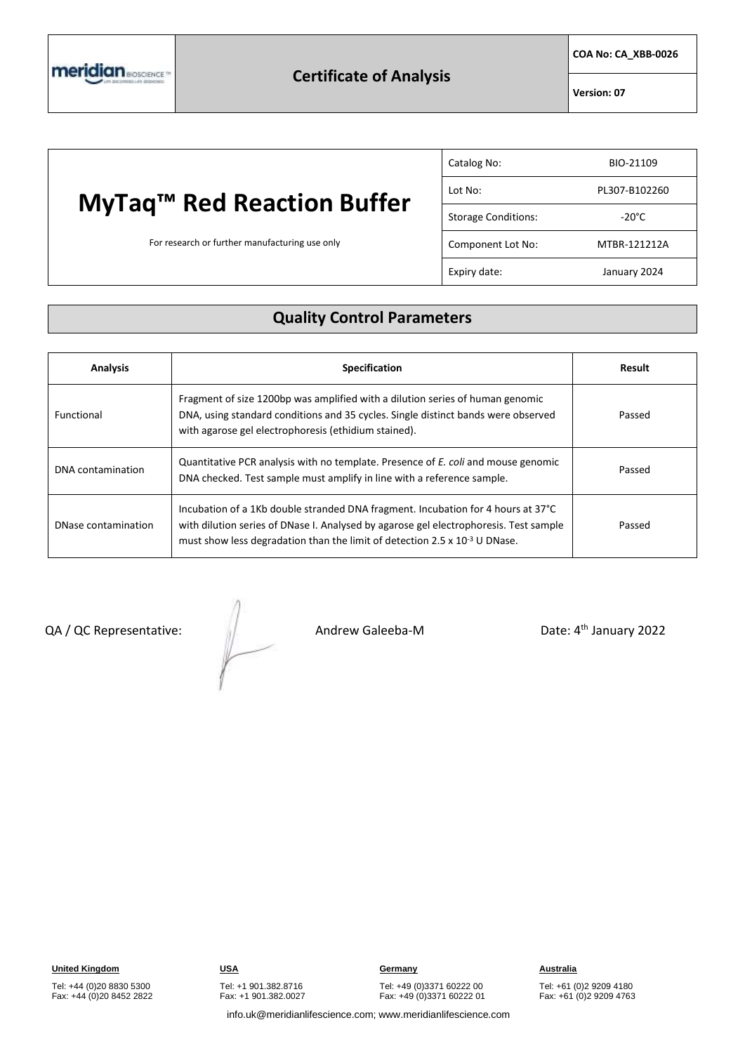meridian BIOSCIENCE

**Certificate of Analysis**

**COA No: CA_XBB-0026**

**Version: 07**

# MyTaq™ Red Reaction Buffer

For research or further manufacturing use only

| | |
|---|---|
| Catalog No: | BIO-21109 |
| Lot No: | PL307-B102260 |
| Storage Conditions: | -20°C |
| Component Lot No: | MTBR-121212A |
| Expiry date: | January 2024 |

## Quality Control Parameters

| Analysis | Specification | Result |
|---|---|---|
| Functional | Fragment of size 1200bp was amplified with a dilution series of human genomic DNA, using standard conditions and 35 cycles. Single distinct bands were observed with agarose gel electrophoresis (ethidium stained). | Passed |
| DNA contamination | Quantitative PCR analysis with no template. Presence of *E. coli* and mouse genomic DNA checked. Test sample must amplify in line with a reference sample. | Passed |
| DNase contamination | Incubation of a 1Kb double stranded DNA fragment. Incubation for 4 hours at 37°C with dilution series of DNase I. Analysed by agarose gel electrophoresis. Test sample must show less degradation than the limit of detection 2.5 x $10^{-3}$ U DNase. | Passed |

QA / QC Representative: Andrew Galeeba-M Date: 4th January 2022

**United Kingdom**
Tel: +44 (0)20 8830 5300
Fax: +44 (0)20 8452 2822

**USA**
Tel: +1 901.382.8716
Fax: +1 901.382.0027

**Germany**
Tel: +49 (0)3371 60222 00
Fax: +49 (0)3371 60222 01

**Australia**
Tel: +61 (0)2 9209 4180
Fax: +61 (0)2 9209 4763

info.uk@meridianlifescience.com; www.meridianlifescience.com